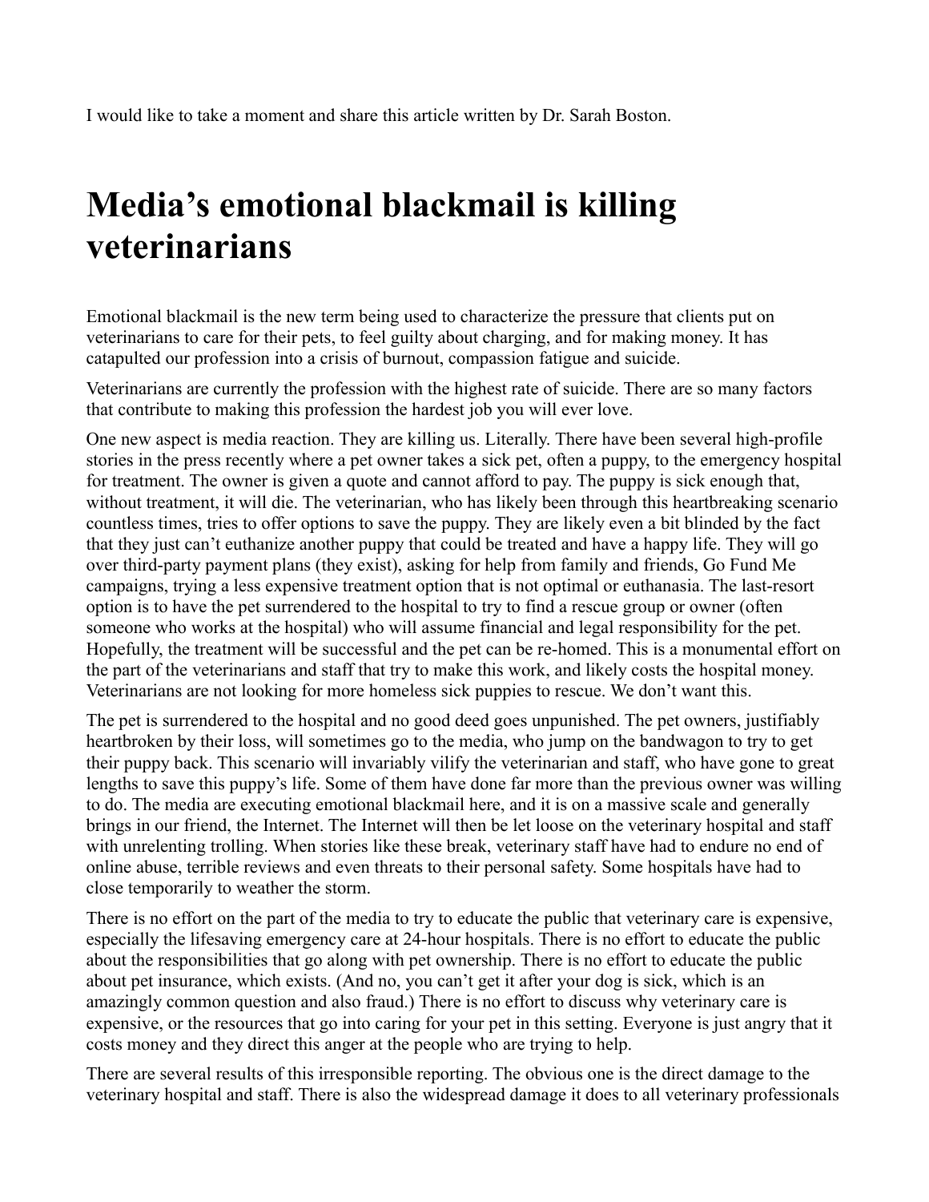I would like to take a moment and share this article written by Dr. Sarah Boston.

# Media's emotional blackmail is killing veterinarians

Emotional blackmail is the new term being used to characterize the pressure that clients put on veterinarians to care for their pets, to feel guilty about charging, and for making money. It has catapulted our profession into a crisis of burnout, compassion fatigue and suicide.

Veterinarians are currently the profession with the highest rate of suicide. There are so many factors that contribute to making this profession the hardest job you will ever love.

One new aspect is media reaction. They are killing us. Literally. There have been several high-profile stories in the press recently where a pet owner takes a sick pet, often a puppy, to the emergency hospital for treatment. The owner is given a quote and cannot afford to pay. The puppy is sick enough that, without treatment, it will die. The veterinarian, who has likely been through this heartbreaking scenario countless times, tries to offer options to save the puppy. They are likely even a bit blinded by the fact that they just can't euthanize another puppy that could be treated and have a happy life. They will go over third-party payment plans (they exist), asking for help from family and friends, Go Fund Me campaigns, trying a less expensive treatment option that is not optimal or euthanasia. The last-resort option is to have the pet surrendered to the hospital to try to find a rescue group or owner (often someone who works at the hospital) who will assume financial and legal responsibility for the pet. Hopefully, the treatment will be successful and the pet can be re-homed. This is a monumental effort on the part of the veterinarians and staff that try to make this work, and likely costs the hospital money. Veterinarians are not looking for more homeless sick puppies to rescue. We don't want this.

The pet is surrendered to the hospital and no good deed goes unpunished. The pet owners, justifiably heartbroken by their loss, will sometimes go to the media, who jump on the bandwagon to try to get their puppy back. This scenario will invariably vilify the veterinarian and staff, who have gone to great lengths to save this puppy's life. Some of them have done far more than the previous owner was willing to do. The media are executing emotional blackmail here, and it is on a massive scale and generally brings in our friend, the Internet. The Internet will then be let loose on the veterinary hospital and staff with unrelenting trolling. When stories like these break, veterinary staff have had to endure no end of online abuse, terrible reviews and even threats to their personal safety. Some hospitals have had to close temporarily to weather the storm.

There is no effort on the part of the media to try to educate the public that veterinary care is expensive, especially the lifesaving emergency care at 24-hour hospitals. There is no effort to educate the public about the responsibilities that go along with pet ownership. There is no effort to educate the public about pet insurance, which exists. (And no, you can't get it after your dog is sick, which is an amazingly common question and also fraud.) There is no effort to discuss why veterinary care is expensive, or the resources that go into caring for your pet in this setting. Everyone is just angry that it costs money and they direct this anger at the people who are trying to help.

There are several results of this irresponsible reporting. The obvious one is the direct damage to the veterinary hospital and staff. There is also the widespread damage it does to all veterinary professionals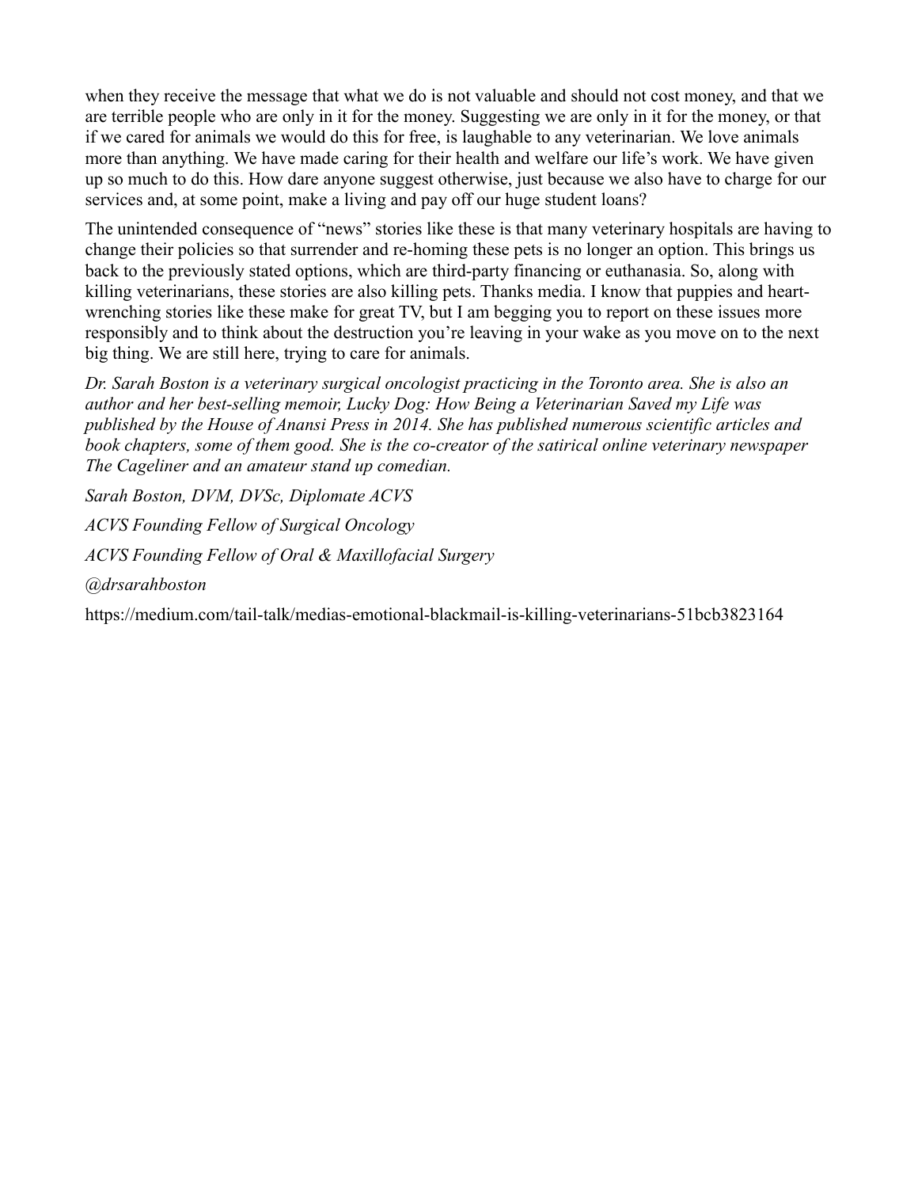when they receive the message that what we do is not valuable and should not cost money, and that we are terrible people who are only in it for the money. Suggesting we are only in it for the money, or that if we cared for animals we would do this for free, is laughable to any veterinarian. We love animals more than anything. We have made caring for their health and welfare our life's work. We have given up so much to do this. How dare anyone suggest otherwise, just because we also have to charge for our services and, at some point, make a living and pay off our huge student loans?

The unintended consequence of "news" stories like these is that many veterinary hospitals are having to change their policies so that surrender and re-homing these pets is no longer an option. This brings us back to the previously stated options, which are third-party financing or euthanasia. So, along with killing veterinarians, these stories are also killing pets. Thanks media. I know that puppies and heart-wrenching stories like these make for great TV, but I am begging you to report on these issues more responsibly and to think about the destruction you're leaving in your wake as you move on to the next big thing. We are still here, trying to care for animals.

*Dr. Sarah Boston is a veterinary surgical oncologist practicing in the Toronto area. She is also an author and her best-selling memoir, Lucky Dog: How Being a Veterinarian Saved my Life was published by the House of Anansi Press in 2014. She has published numerous scientific articles and book chapters, some of them good. She is the co-creator of the satirical online veterinary newspaper The Cageliner and an amateur stand up comedian.*

*Sarah Boston, DVM, DVSc, Diplomate ACVS*

*ACVS Founding Fellow of Surgical Oncology*

*ACVS Founding Fellow of Oral & Maxillofacial Surgery*

*@drsarahboston*

https://medium.com/tail-talk/medias-emotional-blackmail-is-killing-veterinarians-51bcb3823164